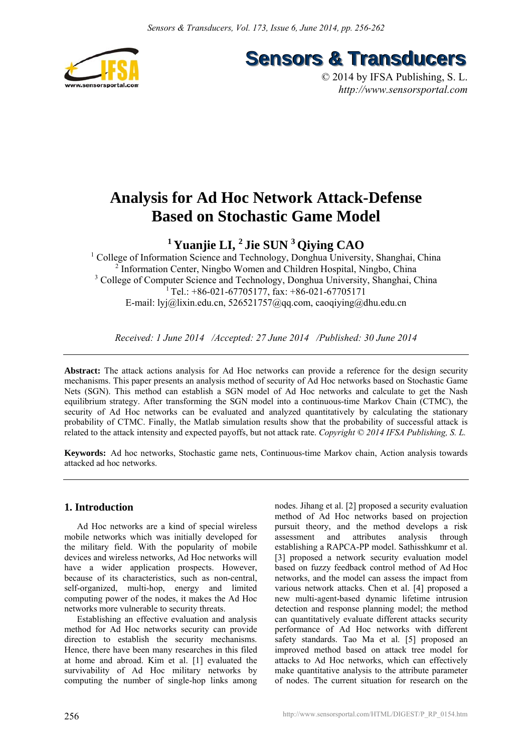# Analysis for Ad Hoc Network Attack-Defense Based on Stochastic Game Model

**[1] Yuanjie LI, [2] Jie SUN [3] Qiying CAO**

[1] College of Information Science and Technology, Donghua University, Shanghai, China
[2] Information Center, Ningbo Women and Children Hospital, Ningbo, China
[3] College of Computer Science and Technology, Donghua University, Shanghai, China
[1] Tel.: +86-021-67705177, fax: +86-021-67705171
E-mail: lyj@lixin.edu.cn, 526521757@qq.com, caoqiying@dhu.edu.cn

*Received: 1 June 2014 /Accepted: 27 June 2014 /Published: 30 June 2014*

**Abstract:** The attack actions analysis for Ad Hoc networks can provide a reference for the design security mechanisms. This paper presents an analysis method of security of Ad Hoc networks based on Stochastic Game Nets (SGN). This method can establish a SGN model of Ad Hoc networks and calculate to get the Nash equilibrium strategy. After transforming the SGN model into a continuous-time Markov Chain (CTMC), the security of Ad Hoc networks can be evaluated and analyzed quantitatively by calculating the stationary probability of CTMC. Finally, the Matlab simulation results show that the probability of successful attack is related to the attack intensity and expected payoffs, but not attack rate. *Copyright © 2014 IFSA Publishing, S. L.*

**Keywords:** Ad hoc networks, Stochastic game nets, Continuous-time Markov chain, Action analysis towards attacked ad hoc networks.

## 1. Introduction

Ad Hoc networks are a kind of special wireless mobile networks which was initially developed for the military field. With the popularity of mobile devices and wireless networks, Ad Hoc networks will have a wider application prospects. However, because of its characteristics, such as non-central, self-organized, multi-hop, energy and limited computing power of the nodes, it makes the Ad Hoc networks more vulnerable to security threats.

Establishing an effective evaluation and analysis method for Ad Hoc networks security can provide direction to establish the security mechanisms. Hence, there have been many researches in this filed at home and abroad. Kim et al. [1] evaluated the survivability of Ad Hoc military networks by computing the number of single-hop links among nodes. Jihang et al. [2] proposed a security evaluation method of Ad Hoc networks based on projection pursuit theory, and the method develops a risk assessment and attributes analysis through establishing a RAPCA-PP model. Sathisshkumr et al. [3] proposed a network security evaluation model based on fuzzy feedback control method of Ad Hoc networks, and the model can assess the impact from various network attacks. Chen et al. [4] proposed a new multi-agent-based dynamic lifetime intrusion detection and response planning model; the model can quantitatively evaluate different attacks security performance of Ad Hoc networks with different safety standards. Tao Ma et al. [5] proposed an improved method based on attack tree model for attacks to Ad Hoc networks, which can effectively make quantitative analysis to the attribute parameter of nodes. The current situation for research on the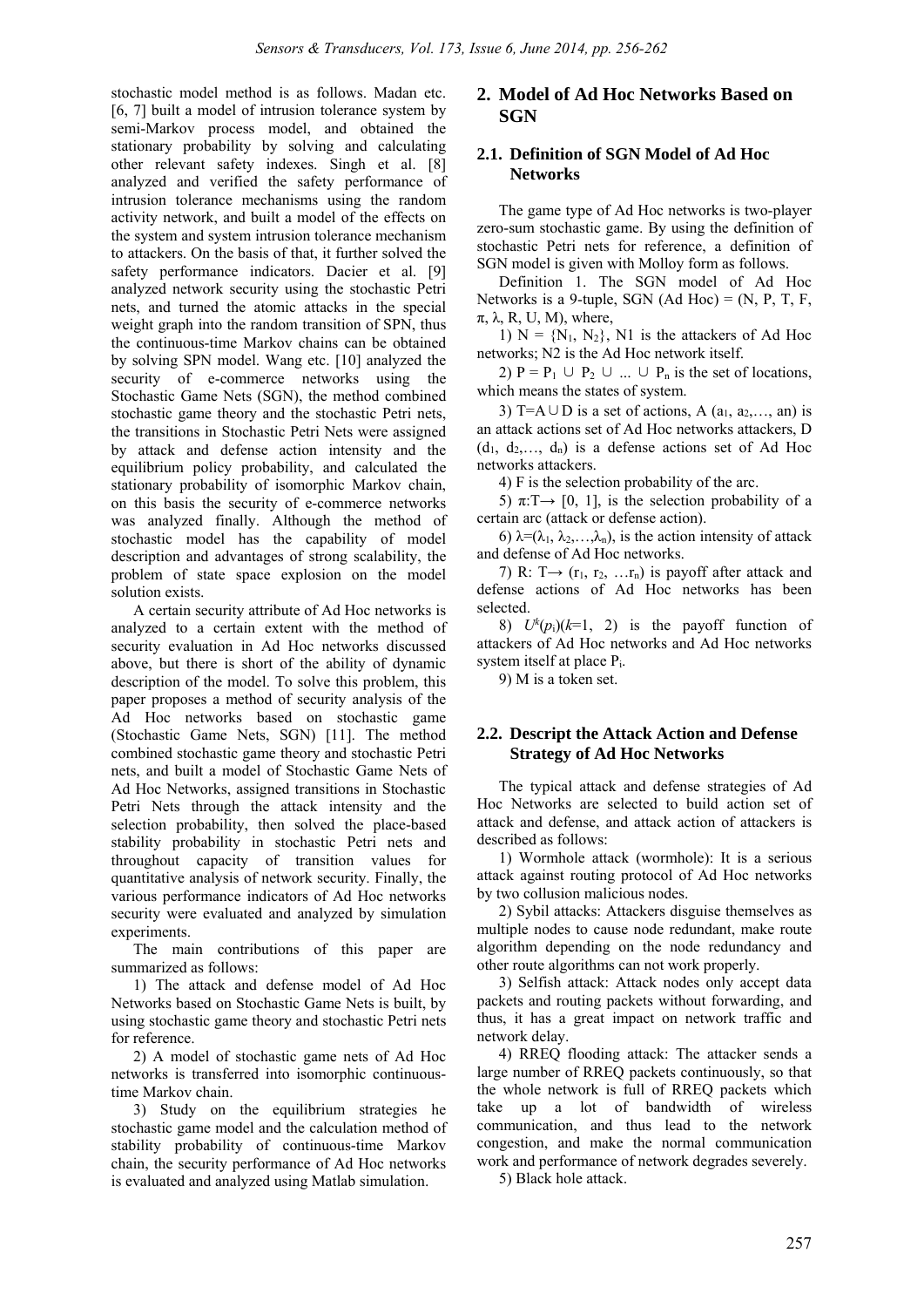stochastic model method is as follows. Madan etc. [6, 7] built a model of intrusion tolerance system by semi-Markov process model, and obtained the stationary probability by solving and calculating other relevant safety indexes. Singh et al. [8] analyzed and verified the safety performance of intrusion tolerance mechanisms using the random activity network, and built a model of the effects on the system and system intrusion tolerance mechanism to attackers. On the basis of that, it further solved the safety performance indicators. Dacier et al. [9] analyzed network security using the stochastic Petri nets, and turned the atomic attacks in the special weight graph into the random transition of SPN, thus the continuous-time Markov chains can be obtained by solving SPN model. Wang etc. [10] analyzed the security of e-commerce networks using the Stochastic Game Nets (SGN), the method combined stochastic game theory and the stochastic Petri nets, the transitions in Stochastic Petri Nets were assigned by attack and defense action intensity and the equilibrium policy probability, and calculated the stationary probability of isomorphic Markov chain, on this basis the security of e-commerce networks was analyzed finally. Although the method of stochastic model has the capability of model description and advantages of strong scalability, the problem of state space explosion on the model solution exists.

A certain security attribute of Ad Hoc networks is analyzed to a certain extent with the method of security evaluation in Ad Hoc networks discussed above, but there is short of the ability of dynamic description of the model. To solve this problem, this paper proposes a method of security analysis of the Ad Hoc networks based on stochastic game (Stochastic Game Nets, SGN) [11]. The method combined stochastic game theory and stochastic Petri nets, and built a model of Stochastic Game Nets of Ad Hoc Networks, assigned transitions in Stochastic Petri Nets through the attack intensity and the selection probability, then solved the place-based stability probability in stochastic Petri nets and throughout capacity of transition values for quantitative analysis of network security. Finally, the various performance indicators of Ad Hoc networks security were evaluated and analyzed by simulation experiments.

The main contributions of this paper are summarized as follows:

1) The attack and defense model of Ad Hoc Networks based on Stochastic Game Nets is built, by using stochastic game theory and stochastic Petri nets for reference.

2) A model of stochastic game nets of Ad Hoc networks is transferred into isomorphic continuous-time Markov chain.

3) Study on the equilibrium strategies he stochastic game model and the calculation method of stability probability of continuous-time Markov chain, the security performance of Ad Hoc networks is evaluated and analyzed using Matlab simulation.

## 2. Model of Ad Hoc Networks Based on SGN

### 2.1. Definition of SGN Model of Ad Hoc Networks

The game type of Ad Hoc networks is two-player zero-sum stochastic game. By using the definition of stochastic Petri nets for reference, a definition of SGN model is given with Molloy form as follows.

Definition 1. The SGN model of Ad Hoc Networks is a 9-tuple, SGN (Ad Hoc) = (N, P, T, F, $\pi$, $\lambda$, R, U, M), where,

1) N = $\{N_1, N_2\}$, N1 is the attackers of Ad Hoc networks; N2 is the Ad Hoc network itself.

2) $P = P_1 \cup P_2 \cup ... \cup P_n$ is the set of locations, which means the states of system.

3) $T = A \cup D$ is a set of actions, A $(a_1, a_2, \ldots, a_n)$ is an attack actions set of Ad Hoc networks attackers, D $(d_1, d_2, \ldots, d_n)$ is a defense actions set of Ad Hoc networks attackers.

4) F is the selection probability of the arc.

5) $\pi: T \rightarrow [0, 1]$, is the selection probability of a certain arc (attack or defense action).

6) $\lambda = (\lambda_1, \lambda_2, \ldots, \lambda_n)$, is the action intensity of attack and defense of Ad Hoc networks.

7) R: $T \rightarrow (r_1, r_2, \ldots r_n)$ is payoff after attack and defense actions of Ad Hoc networks has been selected.

8) $U^k(p_i)(k=1, 2)$ is the payoff function of attackers of Ad Hoc networks and Ad Hoc networks system itself at place $P_i$.

9) M is a token set.

### 2.2. Descript the Attack Action and Defense Strategy of Ad Hoc Networks

The typical attack and defense strategies of Ad Hoc Networks are selected to build action set of attack and defense, and attack action of attackers is described as follows:

1) Wormhole attack (wormhole): It is a serious attack against routing protocol of Ad Hoc networks by two collusion malicious nodes.

2) Sybil attacks: Attackers disguise themselves as multiple nodes to cause node redundant, make route algorithm depending on the node redundancy and other route algorithms can not work properly.

3) Selfish attack: Attack nodes only accept data packets and routing packets without forwarding, and thus, it has a great impact on network traffic and network delay.

4) RREQ flooding attack: The attacker sends a large number of RREQ packets continuously, so that the whole network is full of RREQ packets which take up a lot of bandwidth of wireless communication, and thus lead to the network congestion, and make the normal communication work and performance of network degrades severely.

5) Black hole attack.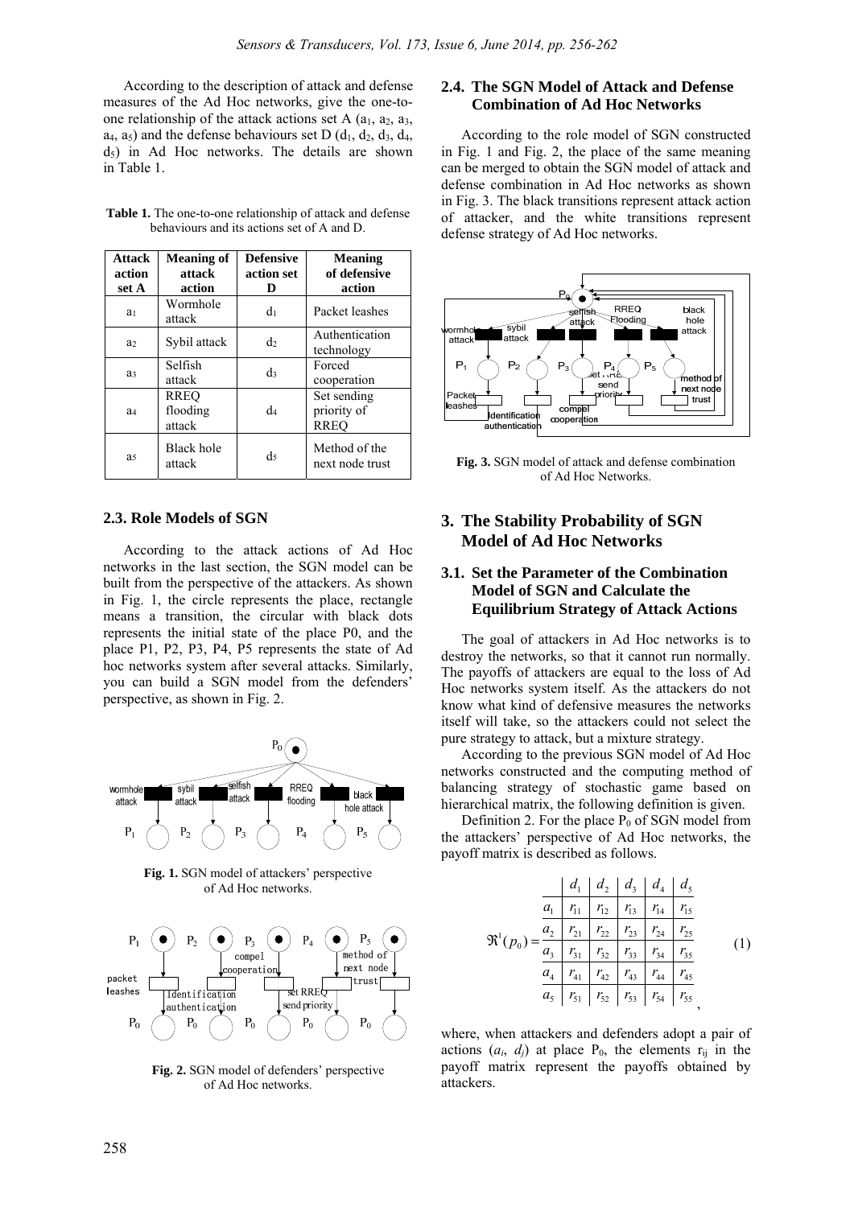According to the description of attack and defense measures of the Ad Hoc networks, give the one-to-one relationship of the attack actions set A ($a_1$, $a_2$, $a_3$, $a_4$, $a_5$) and the defense behaviours set D ($d_1$, $d_2$, $d_3$, $d_4$, $d_5$) in Ad Hoc networks. The details are shown in Table 1.

**Table 1.** The one-to-one relationship of attack and defense behaviours and its actions set of A and D.

| Attack action set A | Meaning of attack action | Defensive action set D | Meaning of defensive action |
|---|---|---|---|
| $a_1$ | Wormhole attack | $d_1$ | Packet leashes |
| $a_2$ | Sybil attack | $d_2$ | Authentication technology |
| $a_3$ | Selfish attack | $d_3$ | Forced cooperation |
| $a_4$ | RREQ flooding attack | $d_4$ | Set sending priority of RREQ |
| $a_5$ | Black hole attack | $d_5$ | Method of the next node trust |

## 2.3. Role Models of SGN

According to the attack actions of Ad Hoc networks in the last section, the SGN model can be built from the perspective of the attackers. As shown in Fig. 1, the circle represents the place, rectangle means a transition, the circular with black dots represents the initial state of the place P0, and the place P1, P2, P3, P4, P5 represents the state of Ad hoc networks system after several attacks. Similarly, you can build a SGN model from the defenders' perspective, as shown in Fig. 2.

**Fig. 1.** SGN model of attackers' perspective of Ad Hoc networks.

**Fig. 2.** SGN model of defenders' perspective of Ad Hoc networks.

## 2.4. The SGN Model of Attack and Defense Combination of Ad Hoc Networks

According to the role model of SGN constructed in Fig. 1 and Fig. 2, the place of the same meaning can be merged to obtain the SGN model of attack and defense combination in Ad Hoc networks as shown in Fig. 3. The black transitions represent attack action of attacker, and the white transitions represent defense strategy of Ad Hoc networks.

**Fig. 3.** SGN model of attack and defense combination of Ad Hoc Networks.

# 3. The Stability Probability of SGN Model of Ad Hoc Networks

## 3.1. Set the Parameter of the Combination Model of SGN and Calculate the Equilibrium Strategy of Attack Actions

The goal of attackers in Ad Hoc networks is to destroy the networks, so that it cannot run normally. The payoffs of attackers are equal to the loss of Ad Hoc networks system itself. As the attackers do not know what kind of defensive measures the networks itself will take, so the attackers could not select the pure strategy to attack, but a mixture strategy.

According to the previous SGN model of Ad Hoc networks constructed and the computing method of balancing strategy of stochastic game based on hierarchical matrix, the following definition is given.

Definition 2. For the place $P_0$ of SGN model from the attackers' perspective of Ad Hoc networks, the payoff matrix is described as follows.

$$
\Re^1(p_0) = \begin{array}{c|c|c|c|c|c}
 & d_1 & d_2 & d_3 & d_4 & d_5 \\
\hline
a_1 & r_{11} & r_{12} & r_{13} & r_{14} & r_{15} \\
\hline
a_2 & r_{21} & r_{22} & r_{23} & r_{24} & r_{25} \\
\hline
a_3 & r_{31} & r_{32} & r_{33} & r_{34} & r_{35} \\
\hline
a_4 & r_{41} & r_{42} & r_{43} & r_{44} & r_{45} \\
\hline
a_5 & r_{51} & r_{52} & r_{53} & r_{54} & r_{55}
\end{array}, \quad (1)
$$

where, when attackers and defenders adopt a pair of actions ($a_i$, $d_j$) at place $P_0$, the elements $r_{ij}$ in the payoff matrix represent the payoffs obtained by attackers.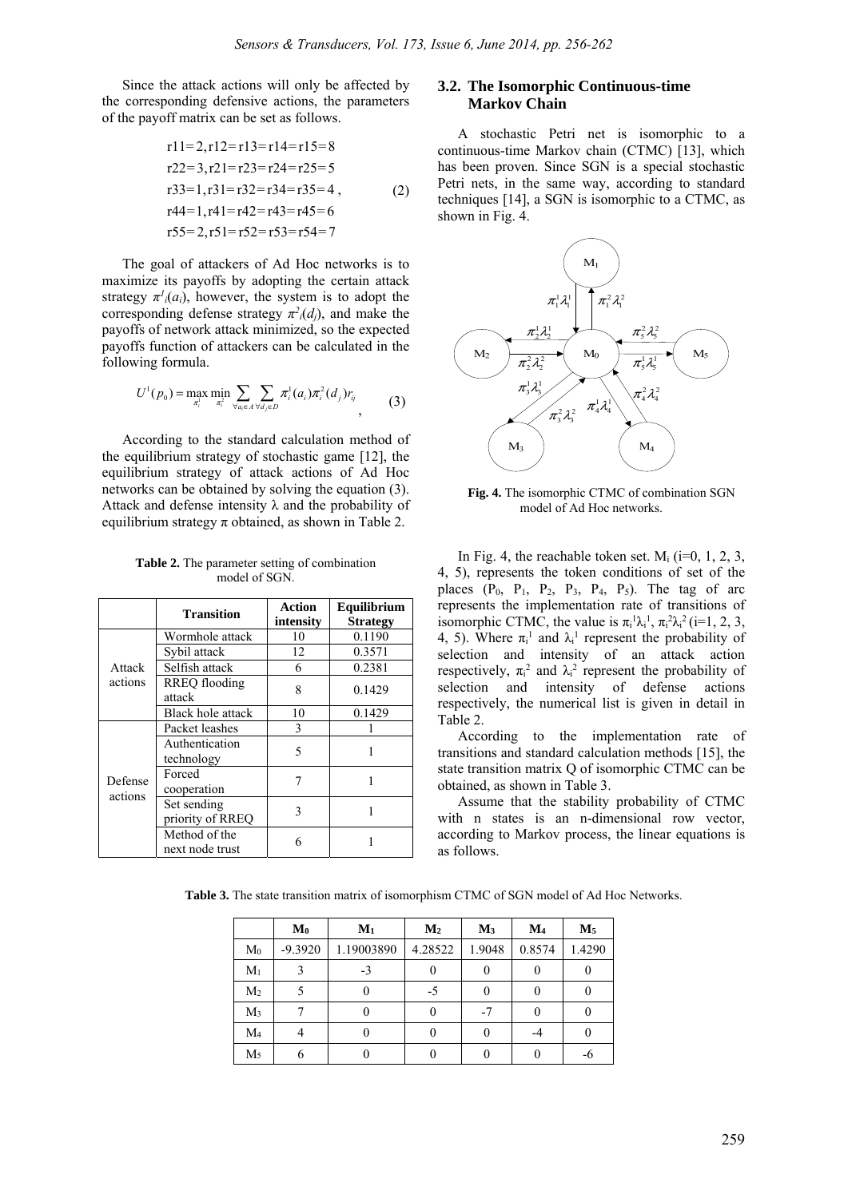Since the attack actions will only be affected by the corresponding defensive actions, the parameters of the payoff matrix can be set as follows.

$$
\begin{aligned}
&r11=2, r12=r13=r14=r15=8\\
&r22=3, r21=r23=r24=r25=5\\
&r33=1, r31=r32=r34=r35=4\\
&r44=1, r41=r42=r43=r45=6\\
&r55=2, r51=r52=r53=r54=7
\end{aligned}
\quad (2)
$$

The goal of attackers of Ad Hoc networks is to maximize its payoffs by adopting the certain attack strategy $\pi^1_i(a_i)$, however, the system is to adopt the corresponding defense strategy $\pi^2_i(d_j)$, and make the payoffs of network attack minimized, so the expected payoffs function of attackers can be calculated in the following formula.

$$U^1(p_0) = \max_{\pi^1_i} \min_{\pi^2_i} \sum_{\forall a_i \in A} \sum_{\forall d_j \in D} \pi^1_i(a_i)\pi^2_i(d_j) r_{ij}, \quad (3)$$

According to the standard calculation method of the equilibrium strategy of stochastic game [12], the equilibrium strategy of attack actions of Ad Hoc networks can be obtained by solving the equation (3). Attack and defense intensity λ and the probability of equilibrium strategy π obtained, as shown in Table 2.

**Table 2.** The parameter setting of combination model of SGN.

| | Transition | Action intensity | Equilibrium Strategy |
|---|---|---|---|
| Attack actions | Wormhole attack | 10 | 0.1190 |
| | Sybil attack | 12 | 0.3571 |
| | Selfish attack | 6 | 0.2381 |
| | RREQ flooding attack | 8 | 0.1429 |
| | Black hole attack | 10 | 0.1429 |
| Defense actions | Packet leashes | 3 | 1 |
| | Authentication technology | 5 | 1 |
| | Forced cooperation | 7 | 1 |
| | Set sending priority of RREQ | 3 | 1 |
| | Method of the next node trust | 6 | 1 |

## 3.2. The Isomorphic Continuous-time Markov Chain

A stochastic Petri net is isomorphic to a continuous-time Markov chain (CTMC) [13], which has been proven. Since SGN is a special stochastic Petri nets, in the same way, according to standard techniques [14], a SGN is isomorphic to a CTMC, as shown in Fig. 4.

**Fig. 4.** The isomorphic CTMC of combination SGN model of Ad Hoc networks.

In Fig. 4, the reachable token set. $M_i$ (i=0, 1, 2, 3, 4, 5), represents the token conditions of set of the places ($P_0$, $P_1$, $P_2$, $P_3$, $P_4$, $P_5$). The tag of arc represents the implementation rate of transitions of isomorphic CTMC, the value is $\pi_i^1\lambda_i^1$, $\pi_i^2\lambda_i^2$ (i=1, 2, 3, 4, 5). Where $\pi_i^1$ and $\lambda_i^1$ represent the probability of selection and intensity of an attack action respectively, $\pi_i^2$ and $\lambda_i^2$ represent the probability of selection and intensity of defense actions respectively, the numerical list is given in detail in Table 2.

According to the implementation rate of transitions and standard calculation methods [15], the state transition matrix Q of isomorphic CTMC can be obtained, as shown in Table 3.

Assume that the stability probability of CTMC with n states is an n-dimensional row vector, according to Markov process, the linear equations is as follows.

**Table 3.** The state transition matrix of isomorphism CTMC of SGN model of Ad Hoc Networks.

| | $M_0$ | $M_1$ | $M_2$ | $M_3$ | $M_4$ | $M_5$ |
|---|---|---|---|---|---|---|
| $M_0$ | -9.3920 | 1.19003890 | 4.28522 | 1.9048 | 0.8574 | 1.4290 |
| $M_1$ | 3 | -3 | 0 | 0 | 0 | 0 |
| $M_2$ | 5 | 0 | -5 | 0 | 0 | 0 |
| $M_3$ | 7 | 0 | 0 | -7 | 0 | 0 |
| $M_4$ | 4 | 0 | 0 | 0 | -4 | 0 |
| $M_5$ | 6 | 0 | 0 | 0 | 0 | -6 |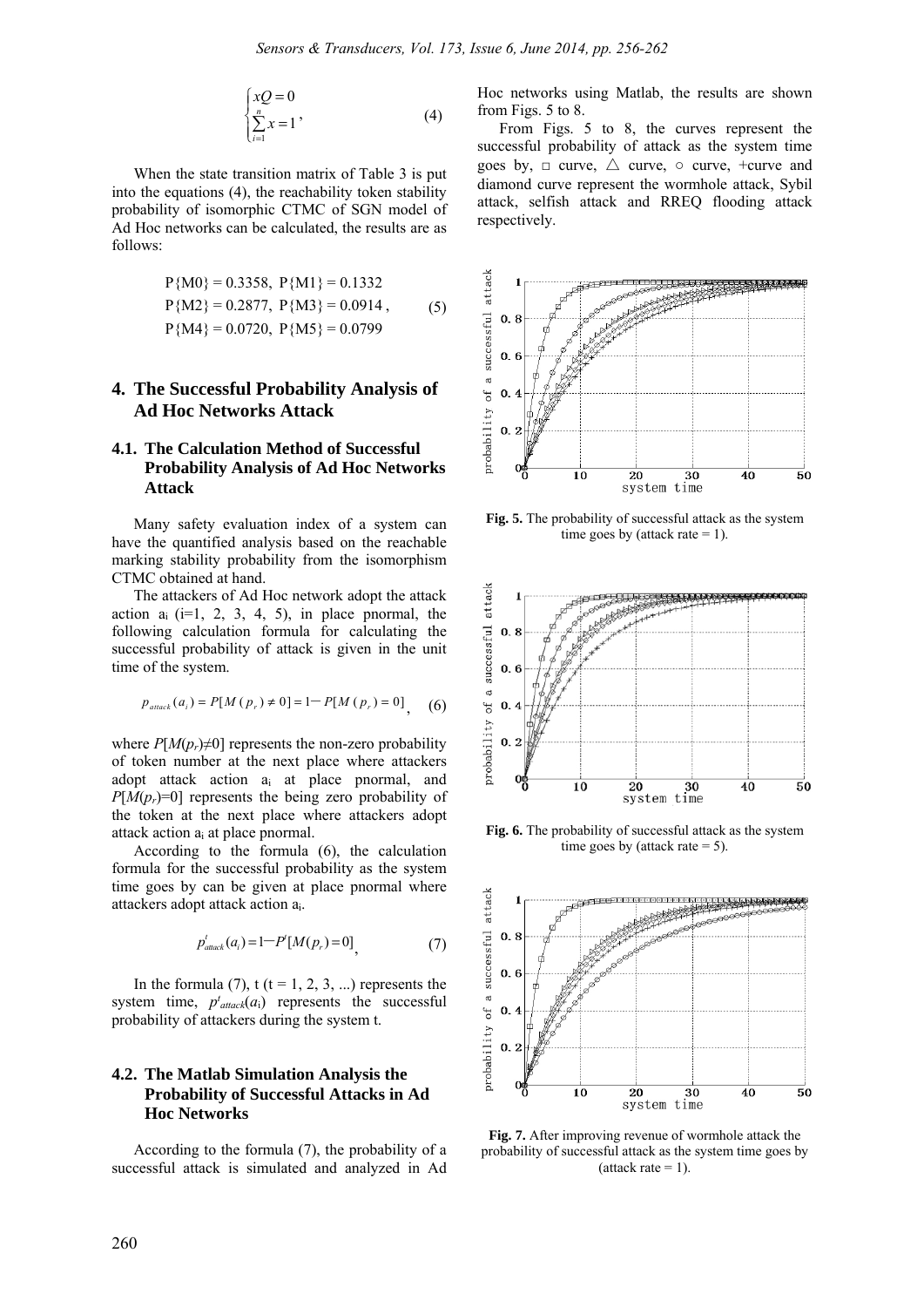$$\begin{cases} xQ = 0 \\ \sum_{i=1}^{n} x = 1 \end{cases}, \quad (4)$$

When the state transition matrix of Table 3 is put into the equations (4), the reachability token stability probability of isomorphic CTMC of SGN model of Ad Hoc networks can be calculated, the results are as follows:

$$\begin{aligned} &P\{M0\} = 0.3358,\ P\{M1\} = 0.1332 \\ &P\{M2\} = 0.2877,\ P\{M3\} = 0.0914, \\ &P\{M4\} = 0.0720,\ P\{M5\} = 0.0799 \end{aligned} \quad (5)$$

## 4. The Successful Probability Analysis of Ad Hoc Networks Attack

### 4.1. The Calculation Method of Successful Probability Analysis of Ad Hoc Networks Attack

Many safety evaluation index of a system can have the quantified analysis based on the reachable marking stability probability from the isomorphism CTMC obtained at hand.

The attackers of Ad Hoc network adopt the attack action $a_i$ (i=1, 2, 3, 4, 5), in place pnormal, the following calculation formula for calculating the successful probability of attack is given in the unit time of the system.

$$p_{attack}(a_i) = P[M(p_r) \neq 0] = 1 - P[M(p_r) = 0], \quad (6)$$

where $P[M(p_r) \neq 0]$ represents the non-zero probability of token number at the next place where attackers adopt attack action $a_i$ at place pnormal, and $P[M(p_r)=0]$ represents the being zero probability of the token at the next place where attackers adopt attack action $a_i$ at place pnormal.

According to the formula (6), the calculation formula for the successful probability as the system time goes by can be given at place pnormal where attackers adopt attack action $a_i$.

$$p^{t}_{attack}(a_i) = 1 - P^{t}[M(p_r) = 0], \quad (7)$$

In the formula (7), t (t = 1, 2, 3, ...) represents the system time, $p^{t}_{attack}(a_i)$ represents the successful probability of attackers during the system t.

### 4.2. The Matlab Simulation Analysis the Probability of Successful Attacks in Ad Hoc Networks

According to the formula (7), the probability of a successful attack is simulated and analyzed in Ad Hoc networks using Matlab, the results are shown from Figs. 5 to 8.

From Figs. 5 to 8, the curves represent the successful probability of attack as the system time goes by, □ curve, △ curve, ○ curve, +curve and diamond curve represent the wormhole attack, Sybil attack, selfish attack and RREQ flooding attack respectively.

**Fig. 5.** The probability of successful attack as the system time goes by (attack rate = 1).

**Fig. 6.** The probability of successful attack as the system time goes by (attack rate = 5).

**Fig. 7.** After improving revenue of wormhole attack the probability of successful attack as the system time goes by (attack rate = 1).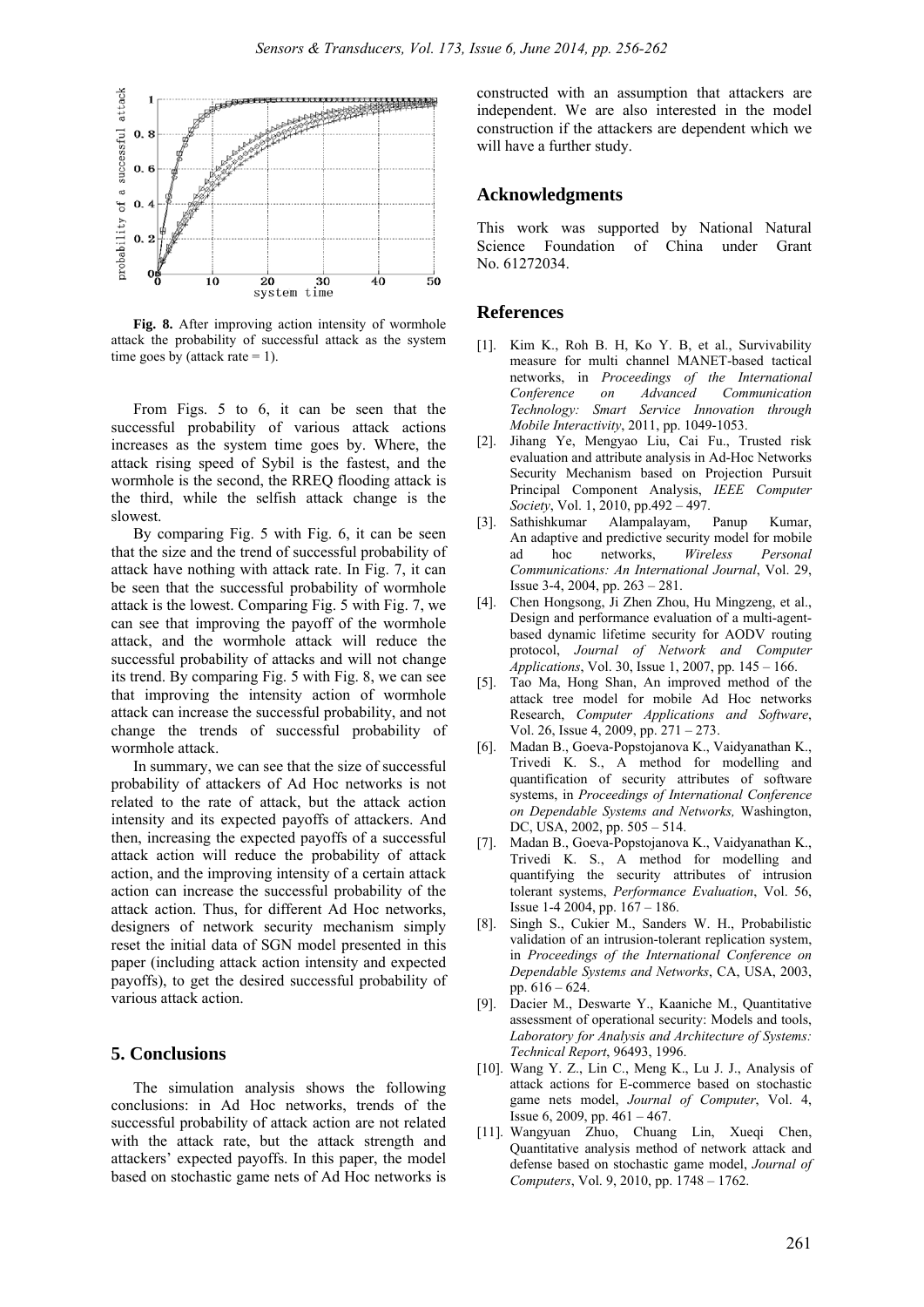**Fig. 8.** After improving action intensity of wormhole attack the probability of successful attack as the system time goes by (attack rate = 1).

From Figs. 5 to 6, it can be seen that the successful probability of various attack actions increases as the system time goes by. Where, the attack rising speed of Sybil is the fastest, and the wormhole is the second, the RREQ flooding attack is the third, while the selfish attack change is the slowest.

By comparing Fig. 5 with Fig. 6, it can be seen that the size and the trend of successful probability of attack have nothing with attack rate. In Fig. 7, it can be seen that the successful probability of wormhole attack is the lowest. Comparing Fig. 5 with Fig. 7, we can see that improving the payoff of the wormhole attack, and the wormhole attack will reduce the successful probability of attacks and will not change its trend. By comparing Fig. 5 with Fig. 8, we can see that improving the intensity action of wormhole attack can increase the successful probability, and not change the trends of successful probability of wormhole attack.

In summary, we can see that the size of successful probability of attackers of Ad Hoc networks is not related to the rate of attack, but the attack action intensity and its expected payoffs of attackers. And then, increasing the expected payoffs of a successful attack action will reduce the probability of attack action, and the improving intensity of a certain attack action can increase the successful probability of the attack action. Thus, for different Ad Hoc networks, designers of network security mechanism simply reset the initial data of SGN model presented in this paper (including attack action intensity and expected payoffs), to get the desired successful probability of various attack action.

## 5. Conclusions

The simulation analysis shows the following conclusions: in Ad Hoc networks, trends of the successful probability of attack action are not related with the attack rate, but the attack strength and attackers' expected payoffs. In this paper, the model based on stochastic game nets of Ad Hoc networks is constructed with an assumption that attackers are independent. We are also interested in the model construction if the attackers are dependent which we will have a further study.

## Acknowledgments

This work was supported by National Natural Science Foundation of China under Grant No. 61272034.

## References

[1]. Kim K., Roh B. H, Ko Y. B, et al., Survivability measure for multi channel MANET-based tactical networks, in *Proceedings of the International Conference on Advanced Communication Technology: Smart Service Innovation through Mobile Interactivity*, 2011, pp. 1049-1053.

[2]. Jihang Ye, Mengyao Liu, Cai Fu., Trusted risk evaluation and attribute analysis in Ad-Hoc Networks Security Mechanism based on Projection Pursuit Principal Component Analysis, *IEEE Computer Society*, Vol. 1, 2010, pp.492 – 497.

[3]. Sathishkumar Alampalayam, Panup Kumar, An adaptive and predictive security model for mobile ad hoc networks, *Wireless Personal Communications: An International Journal*, Vol. 29, Issue 3-4, 2004, pp. 263 – 281.

[4]. Chen Hongsong, Ji Zhen Zhou, Hu Mingzeng, et al., Design and performance evaluation of a multi-agent-based dynamic lifetime security for AODV routing protocol, *Journal of Network and Computer Applications*, Vol. 30, Issue 1, 2007, pp. 145 – 166.

[5]. Tao Ma, Hong Shan, An improved method of the attack tree model for mobile Ad Hoc networks Research, *Computer Applications and Software*, Vol. 26, Issue 4, 2009, pp. 271 – 273.

[6]. Madan B., Goeva-Popstojanova K., Vaidyanathan K., Trivedi K. S., A method for modelling and quantification of security attributes of software systems, in *Proceedings of International Conference on Dependable Systems and Networks,* Washington, DC, USA, 2002, pp. 505 – 514.

[7]. Madan B., Goeva-Popstojanova K., Vaidyanathan K., Trivedi K. S., A method for modelling and quantifying the security attributes of intrusion tolerant systems, *Performance Evaluation*, Vol. 56, Issue 1-4 2004, pp. 167 – 186.

[8]. Singh S., Cukier M., Sanders W. H., Probabilistic validation of an intrusion-tolerant replication system, in *Proceedings of the International Conference on Dependable Systems and Networks*, CA, USA, 2003, pp. 616 – 624.

[9]. Dacier M., Deswarte Y., Kaaniche M., Quantitative assessment of operational security: Models and tools, *Laboratory for Analysis and Architecture of Systems: Technical Report*, 96493, 1996.

[10]. Wang Y. Z., Lin C., Meng K., Lu J. J., Analysis of attack actions for E-commerce based on stochastic game nets model, *Journal of Computer*, Vol. 4, Issue 6, 2009, pp. 461 – 467.

[11]. Wangyuan Zhuo, Chuang Lin, Xueqi Chen, Quantitative analysis method of network attack and defense based on stochastic game model, *Journal of Computers*, Vol. 9, 2010, pp. 1748 – 1762.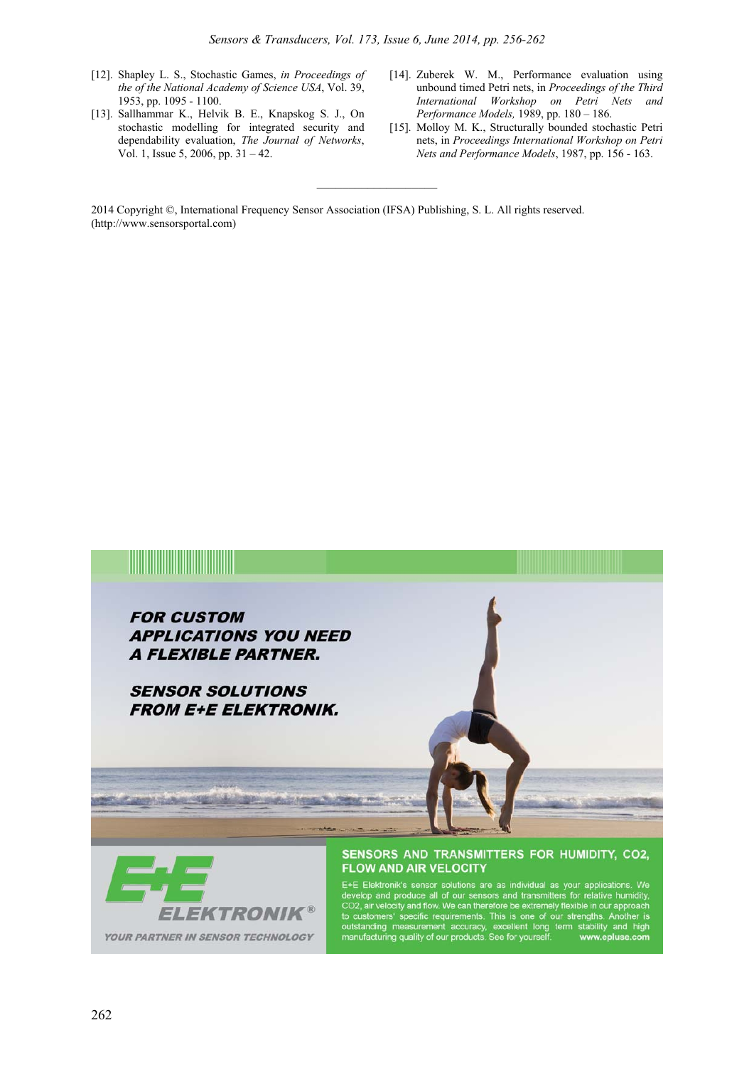[12]. Shapley L. S., Stochastic Games, *in Proceedings of the of the National Academy of Science USA*, Vol. 39, 1953, pp. 1095 - 1100.

[13]. Sallhammar K., Helvik B. E., Knapskog S. J., On stochastic modelling for integrated security and dependability evaluation, *The Journal of Networks*, Vol. 1, Issue 5, 2006, pp. 31 – 42.

[14]. Zuberek W. M., Performance evaluation using unbound timed Petri nets, in *Proceedings of the Third International Workshop on Petri Nets and Performance Models,* 1989, pp. 180 – 186.

[15]. Molloy M. K., Structurally bounded stochastic Petri nets, in *Proceedings International Workshop on Petri Nets and Performance Models*, 1987, pp. 156 - 163.

---

2014 Copyright ©, International Frequency Sensor Association (IFSA) Publishing, S. L. All rights reserved. (http://www.sensorsportal.com)

**FOR CUSTOM APPLICATIONS YOU NEED A FLEXIBLE PARTNER.**

**SENSOR SOLUTIONS FROM E+E ELEKTRONIK.**

E+E ELEKTRONIK®

YOUR PARTNER IN SENSOR TECHNOLOGY

**SENSORS AND TRANSMITTERS FOR HUMIDITY, CO2, FLOW AND AIR VELOCITY**

E+E Elektronik's sensor solutions are as individual as your applications. We develop and produce all of our sensors and transmitters for relative humidity, CO2, air velocity and flow. We can therefore be extremely flexible in our approach to customers' specific requirements. This is one of our strengths. Another is outstanding measurement accuracy, excellent long term stability and high manufacturing quality of our products. See for yourself. **www.epluse.com**